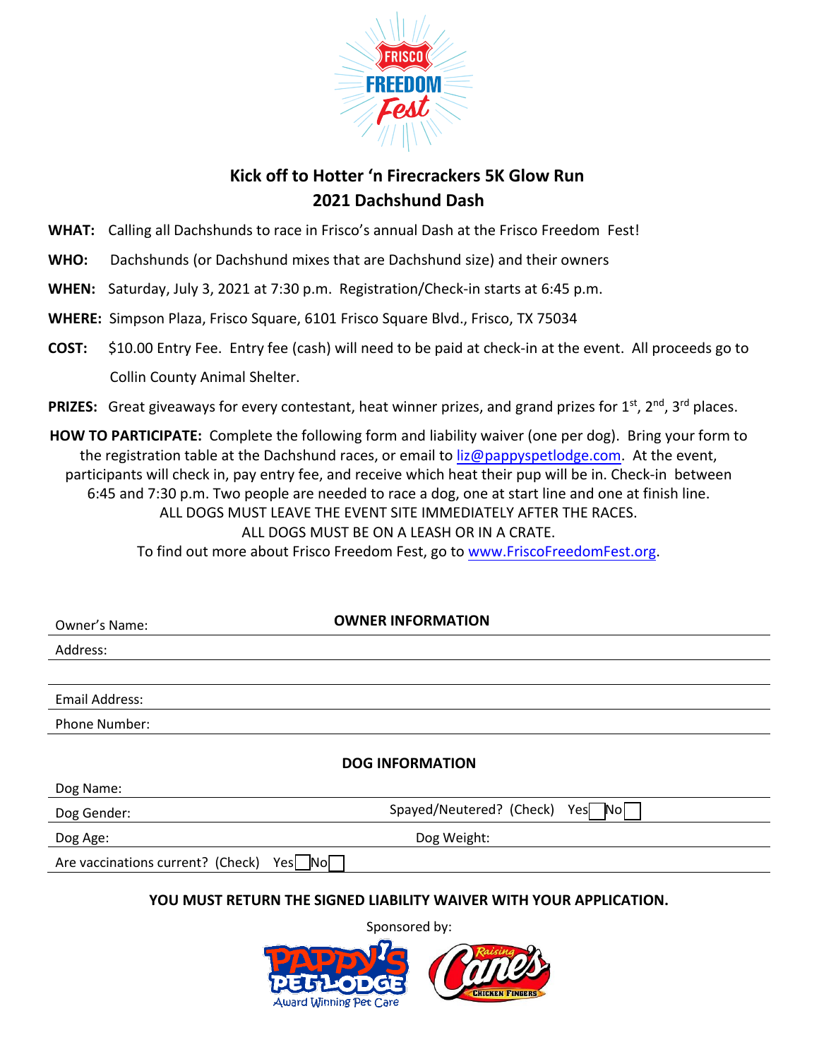# Kick off to Hotter 'n Firecrackers 5K Glow Run
# 2021 Dachshund Dash

**WHAT:** Calling all Dachshunds to race in Frisco's annual Dash at the Frisco Freedom Fest!

**WHO:** Dachshunds (or Dachshund mixes that are Dachshund size) and their owners

**WHEN:** Saturday, July 3, 2021 at 7:30 p.m. Registration/Check-in starts at 6:45 p.m.

**WHERE:** Simpson Plaza, Frisco Square, 6101 Frisco Square Blvd., Frisco, TX 75034

**COST:** $10.00 Entry Fee. Entry fee (cash) will need to be paid at check-in at the event. All proceeds go to Collin County Animal Shelter.

**PRIZES:** Great giveaways for every contestant, heat winner prizes, and grand prizes for 1st, 2nd, 3rd places.

**HOW TO PARTICIPATE:** Complete the following form and liability waiver (one per dog). Bring your form to the registration table at the Dachshund races, or email to liz@pappyspetlodge.com. At the event, participants will check in, pay entry fee, and receive which heat their pup will be in. Check-in between 6:45 and 7:30 p.m. Two people are needed to race a dog, one at start line and one at finish line.

ALL DOGS MUST LEAVE THE EVENT SITE IMMEDIATELY AFTER THE RACES.

ALL DOGS MUST BE ON A LEASH OR IN A CRATE.

To find out more about Frisco Freedom Fest, go to www.FriscoFreedomFest.org.

## OWNER INFORMATION

Owner's Name: ______________________

Address: ______________________

______________________

Email Address: ______________________

Phone Number: ______________________

## DOG INFORMATION

Dog Name: ______________________

Dog Gender: ______________________ Spayed/Neutered? (Check) Yes ☐ No ☐

Dog Age: ______________________ Dog Weight: ______________________

Are vaccinations current? (Check) Yes ☐ No ☐

**YOU MUST RETURN THE SIGNED LIABILITY WAIVER WITH YOUR APPLICATION.**

Sponsored by:

Pappy's Pet Lodge – Award Winning Pet Care

Raising Cane's Chicken Fingers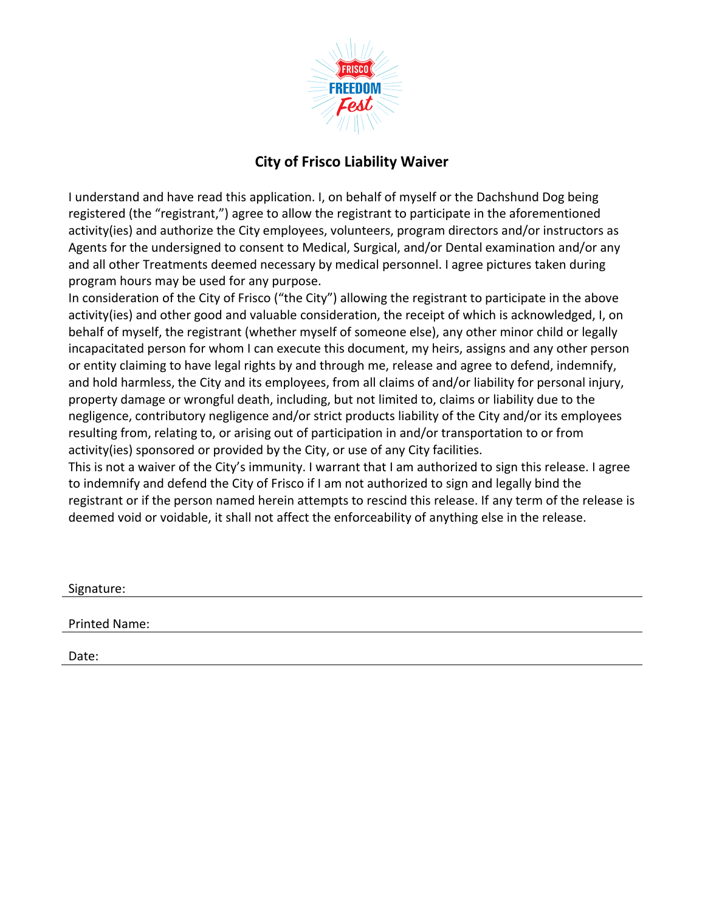FRISCO FREEDOM Fest

## City of Frisco Liability Waiver

I understand and have read this application. I, on behalf of myself or the Dachshund Dog being registered (the "registrant,") agree to allow the registrant to participate in the aforementioned activity(ies) and authorize the City employees, volunteers, program directors and/or instructors as Agents for the undersigned to consent to Medical, Surgical, and/or Dental examination and/or any and all other Treatments deemed necessary by medical personnel. I agree pictures taken during program hours may be used for any purpose.

In consideration of the City of Frisco ("the City") allowing the registrant to participate in the above activity(ies) and other good and valuable consideration, the receipt of which is acknowledged, I, on behalf of myself, the registrant (whether myself of someone else), any other minor child or legally incapacitated person for whom I can execute this document, my heirs, assigns and any other person or entity claiming to have legal rights by and through me, release and agree to defend, indemnify, and hold harmless, the City and its employees, from all claims of and/or liability for personal injury, property damage or wrongful death, including, but not limited to, claims or liability due to the negligence, contributory negligence and/or strict products liability of the City and/or its employees resulting from, relating to, or arising out of participation in and/or transportation to or from activity(ies) sponsored or provided by the City, or use of any City facilities.

This is not a waiver of the City's immunity. I warrant that I am authorized to sign this release. I agree to indemnify and defend the City of Frisco if I am not authorized to sign and legally bind the registrant or if the person named herein attempts to rescind this release. If any term of the release is deemed void or voidable, it shall not affect the enforceability of anything else in the release.

Signature: ______________________________

Printed Name: ______________________________

Date: ______________________________